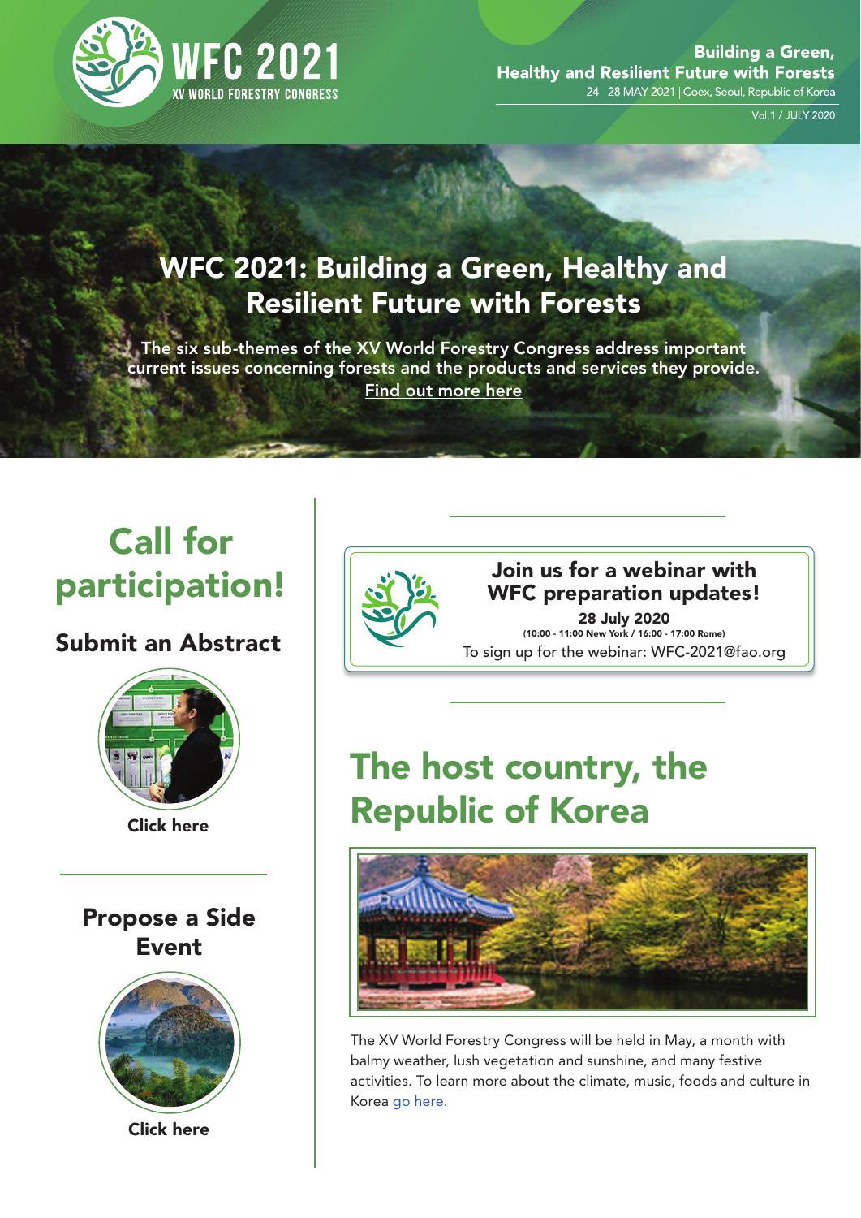# WFC 2021

XV WORLD FORESTRY CONGRESS

**Building a Green, Healthy and Resilient Future with Forests**

24 - 28 MAY 2021 | Coex, Seoul, Republic of Korea

Vol.1 / JULY 2020

## WFC 2021: Building a Green, Healthy and Resilient Future with Forests

The six sub-themes of the XV World Forestry Congress address important current issues concerning forests and the products and services they provide. Find out more here

## Call for participation!

### Submit an Abstract

Click here

### Propose a Side Event

Click here

**Join us for a webinar with WFC preparation updates!**

**28 July 2020**

**(10:00 - 11:00 New York / 16:00 - 17:00 Rome)**

To sign up for the webinar: WFC-2021@fao.org

## The host country, the Republic of Korea

The XV World Forestry Congress will be held in May, a month with balmy weather, lush vegetation and sunshine, and many festive activities. To learn more about the climate, music, foods and culture in Korea go here.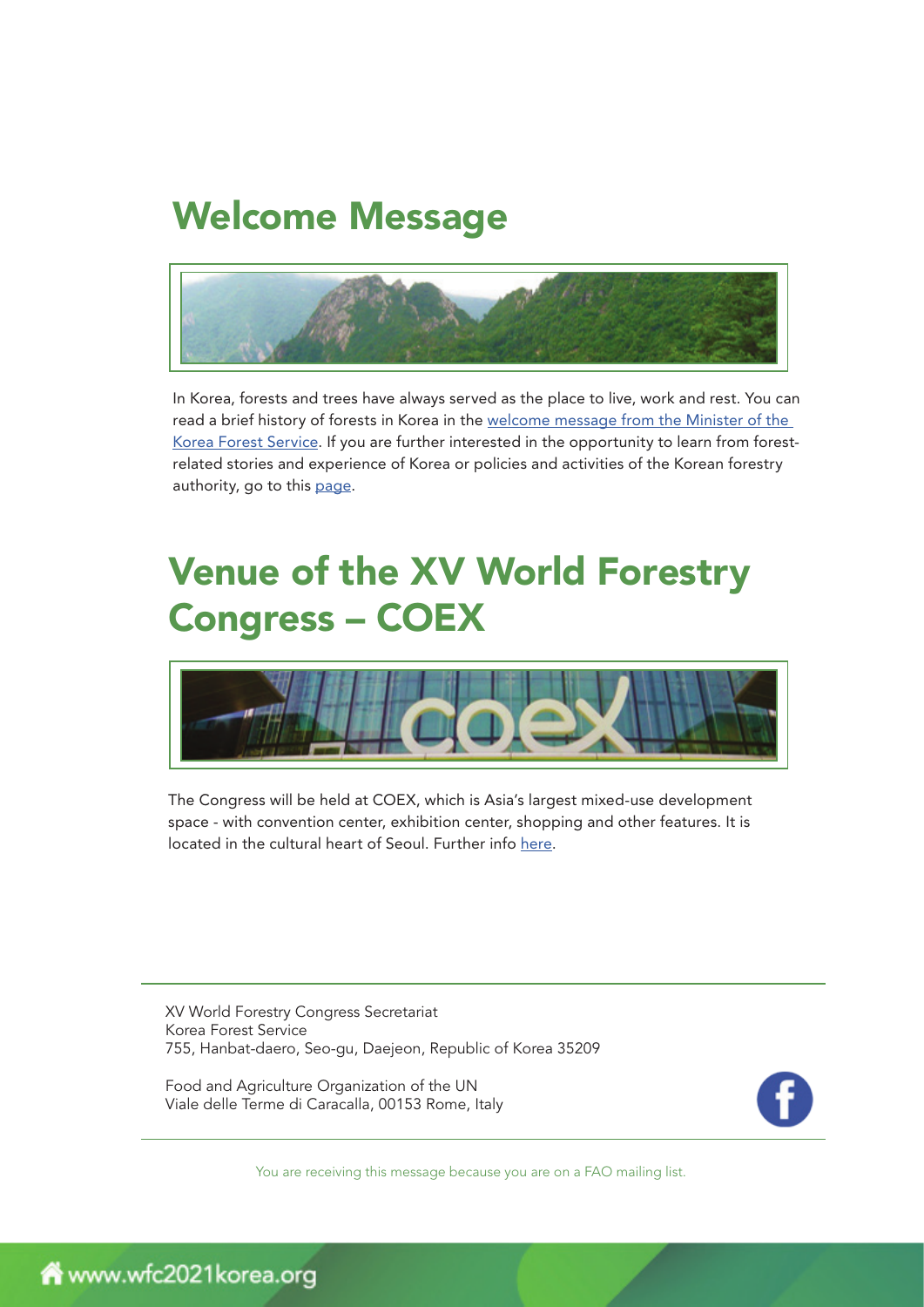# Welcome Message

In Korea, forests and trees have always served as the place to live, work and rest. You can read a brief history of forests in Korea in the welcome message from the Minister of the Korea Forest Service. If you are further interested in the opportunity to learn from forest-related stories and experience of Korea or policies and activities of the Korean forestry authority, go to this page.

# Venue of the XV World Forestry Congress – COEX

The Congress will be held at COEX, which is Asia's largest mixed-use development space - with convention center, exhibition center, shopping and other features. It is located in the cultural heart of Seoul. Further info here.

---

XV World Forestry Congress Secretariat
Korea Forest Service
755, Hanbat-daero, Seo-gu, Daejeon, Republic of Korea 35209

Food and Agriculture Organization of the UN
Viale delle Terme di Caracalla, 00153 Rome, Italy

You are receiving this message because you are on a FAO mailing list.

www.wfc2021korea.org